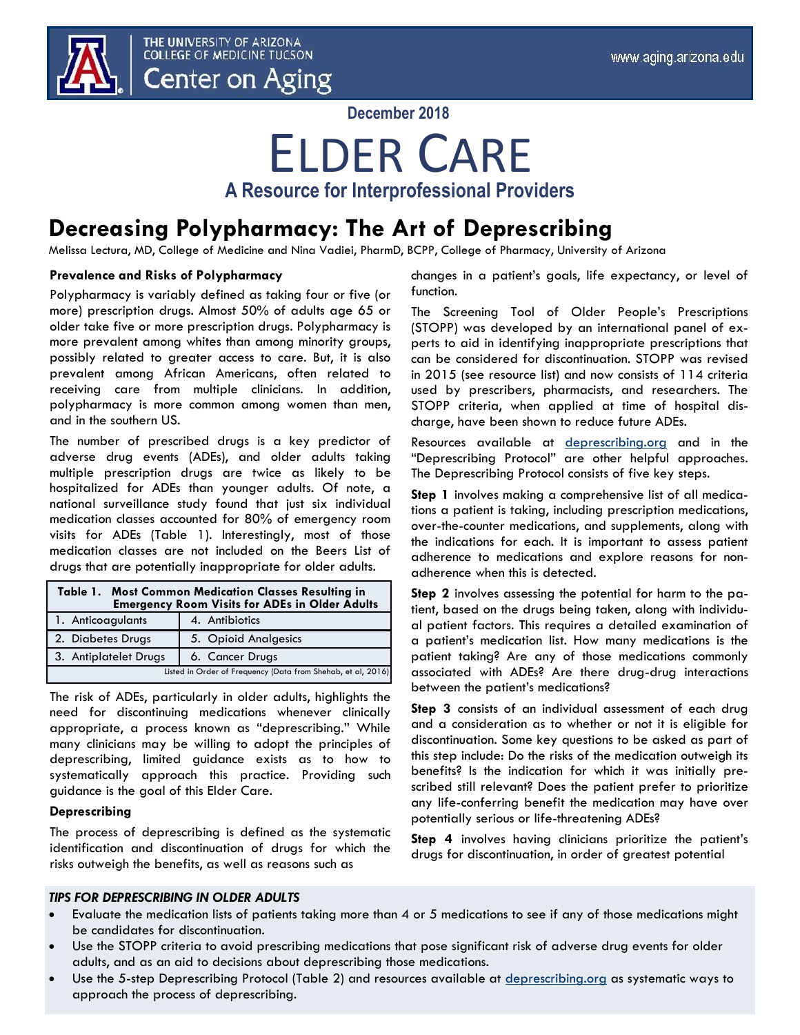THE UNIVERSITY OF ARIZONA
COLLEGE OF MEDICINE TUCSON
Center on Aging

www.aging.arizona.edu

December 2018

# ELDER CARE

**A Resource for Interprofessional Providers**

## Decreasing Polypharmacy: The Art of Deprescribing

Melissa Lectura, MD, College of Medicine and Nina Vadiei, PharmD, BCPP, College of Pharmacy, University of Arizona

### Prevalence and Risks of Polypharmacy

Polypharmacy is variably defined as taking four or five (or more) prescription drugs. Almost 50% of adults age 65 or older take five or more prescription drugs. Polypharmacy is more prevalent among whites than among minority groups, possibly related to greater access to care. But, it is also prevalent among African Americans, often related to receiving care from multiple clinicians. In addition, polypharmacy is more common among women than men, and in the southern US.

The number of prescribed drugs is a key predictor of adverse drug events (ADEs), and older adults taking multiple prescription drugs are twice as likely to be hospitalized for ADEs than younger adults. Of note, a national surveillance study found that just six individual medication classes accounted for 80% of emergency room visits for ADEs (Table 1). Interestingly, most of those medication classes are not included on the Beers List of drugs that are potentially inappropriate for older adults.

| Table 1. Most Common Medication Classes Resulting in Emergency Room Visits for ADEs in Older Adults | |
|---|---|
| 1. Anticoagulants | 4. Antibiotics |
| 2. Diabetes Drugs | 5. Opioid Analgesics |
| 3. Antiplatelet Drugs | 6. Cancer Drugs |

Listed in Order of Frequency (Data from Shehab, et al, 2016)

The risk of ADEs, particularly in older adults, highlights the need for discontinuing medications whenever clinically appropriate, a process known as "deprescribing." While many clinicians may be willing to adopt the principles of deprescribing, limited guidance exists as to how to systematically approach this practice. Providing such guidance is the goal of this Elder Care.

### Deprescribing

The process of deprescribing is defined as the systematic identification and discontinuation of drugs for which the risks outweigh the benefits, as well as reasons such as changes in a patient's goals, life expectancy, or level of function.

The Screening Tool of Older People's Prescriptions (STOPP) was developed by an international panel of experts to aid in identifying inappropriate prescriptions that can be considered for discontinuation. STOPP was revised in 2015 (see resource list) and now consists of 114 criteria used by prescribers, pharmacists, and researchers. The STOPP criteria, when applied at time of hospital discharge, have been shown to reduce future ADEs.

Resources available at deprescribing.org and in the "Deprescribing Protocol" are other helpful approaches. The Deprescribing Protocol consists of five key steps.

**Step 1** involves making a comprehensive list of all medications a patient is taking, including prescription medications, over-the-counter medications, and supplements, along with the indications for each. It is important to assess patient adherence to medications and explore reasons for non-adherence when this is detected.

**Step 2** involves assessing the potential for harm to the patient, based on the drugs being taken, along with individual patient factors. This requires a detailed examination of a patient's medication list. How many medications is the patient taking? Are any of those medications commonly associated with ADEs? Are there drug-drug interactions between the patient's medications?

**Step 3** consists of an individual assessment of each drug and a consideration as to whether or not it is eligible for discontinuation. Some key questions to be asked as part of this step include: Do the risks of the medication outweigh its benefits? Is the indication for which it was initially prescribed still relevant? Does the patient prefer to prioritize any life-conferring benefit the medication may have over potentially serious or life-threatening ADEs?

**Step 4** involves having clinicians prioritize the patient's drugs for discontinuation, in order of greatest potential

### *TIPS FOR DEPRESCRIBING IN OLDER ADULTS*

- Evaluate the medication lists of patients taking more than 4 or 5 medications to see if any of those medications might be candidates for discontinuation.
- Use the STOPP criteria to avoid prescribing medications that pose significant risk of adverse drug events for older adults, and as an aid to decisions about deprescribing those medications.
- Use the 5-step Deprescribing Protocol (Table 2) and resources available at deprescribing.org as systematic ways to approach the process of deprescribing.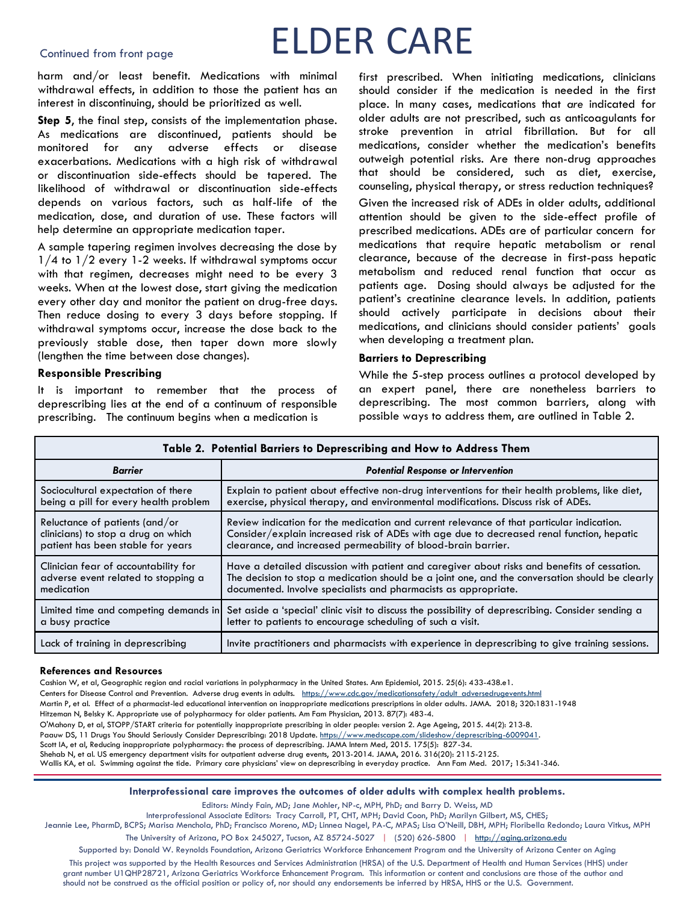# ELDER CARE

Continued from front page

harm and/or least benefit. Medications with minimal withdrawal effects, in addition to those the patient has an interest in discontinuing, should be prioritized as well.

**Step 5**, the final step, consists of the implementation phase. As medications are discontinued, patients should be monitored for any adverse effects or disease exacerbations. Medications with a high risk of withdrawal or discontinuation side-effects should be tapered. The likelihood of withdrawal or discontinuation side-effects depends on various factors, such as half-life of the medication, dose, and duration of use. These factors will help determine an appropriate medication taper.

A sample tapering regimen involves decreasing the dose by 1/4 to 1/2 every 1-2 weeks. If withdrawal symptoms occur with that regimen, decreases might need to be every 3 weeks. When at the lowest dose, start giving the medication every other day and monitor the patient on drug-free days. Then reduce dosing to every 3 days before stopping. If withdrawal symptoms occur, increase the dose back to the previously stable dose, then taper down more slowly (lengthen the time between dose changes).

### Responsible Prescribing

It is important to remember that the process of deprescribing lies at the end of a continuum of responsible prescribing. The continuum begins when a medication is first prescribed. When initiating medications, clinicians should consider if the medication is needed in the first place. In many cases, medications that *are* indicated for older adults are not prescribed, such as anticoagulants for stroke prevention in atrial fibrillation. But for all medications, consider whether the medication's benefits outweigh potential risks. Are there non-drug approaches that should be considered, such as diet, exercise, counseling, physical therapy, or stress reduction techniques?

Given the increased risk of ADEs in older adults, additional attention should be given to the side-effect profile of prescribed medications. ADEs are of particular concern for medications that require hepatic metabolism or renal clearance, because of the decrease in first-pass hepatic metabolism and reduced renal function that occur as patients age. Dosing should always be adjusted for the patient's creatinine clearance levels. In addition, patients should actively participate in decisions about their medications, and clinicians should consider patients' goals when developing a treatment plan.

### Barriers to Deprescribing

While the 5-step process outlines a protocol developed by an expert panel, there are nonetheless barriers to deprescribing. The most common barriers, along with possible ways to address them, are outlined in Table 2.

**Table 2. Potential Barriers to Deprescribing and How to Address Them**

| *Barrier* | *Potential Response or Intervention* |
|---|---|
| Sociocultural expectation of there being a pill for every health problem | Explain to patient about effective non-drug interventions for their health problems, like diet, exercise, physical therapy, and environmental modifications. Discuss risk of ADEs. |
| Reluctance of patients (and/or clinicians) to stop a drug on which patient has been stable for years | Review indication for the medication and current relevance of that particular indication. Consider/explain increased risk of ADEs with age due to decreased renal function, hepatic clearance, and increased permeability of blood-brain barrier. |
| Clinician fear of accountability for adverse event related to stopping a medication | Have a detailed discussion with patient and caregiver about risks and benefits of cessation. The decision to stop a medication should be a joint one, and the conversation should be clearly documented. Involve specialists and pharmacists as appropriate. |
| Limited time and competing demands in a busy practice | Set aside a 'special' clinic visit to discuss the possibility of deprescribing. Consider sending a letter to patients to encourage scheduling of such a visit. |
| Lack of training in deprescribing | Invite practitioners and pharmacists with experience in deprescribing to give training sessions. |

### References and Resources

Cashion W, et al, Geographic region and racial variations in polypharmacy in the United States. Ann Epidemiol, 2015. 25(6): 433-438.e1.
Centers for Disease Control and Prevention. Adverse drug events in adults. https://www.cdc.gov/medicationsafety/adult_adversedrugevents.html
Martin P, et al. Effect of a pharmacist-led educational intervention on inappropriate medications prescriptions in older adults. JAMA. 2018; 320:1831-1948
Hitzeman N, Belsky K. Appropriate use of polypharmacy for older patients. Am Fam Physician, 2013. 87(7): 483-4.
O'Mahony D, et al, STOPP/START criteria for potentially inappropriate prescribing in older people: version 2. Age Ageing, 2015. 44(2): 213-8.
Paauw DS, 11 Drugs You Should Seriously Consider Deprescribing: 2018 Update. https://www.medscape.com/slideshow/deprescribing-6009041.
Scott IA, et al, Reducing inappropriate polypharmacy: the process of deprescribing. JAMA Intern Med, 2015. 175(5): 827-34.
Shehab N, et al. US emergency department visits for outpatient adverse drug events, 2013-2014. JAMA, 2016. 316(20): 2115-2125.
Wallis KA, et al. Swimming against the tide. Primary care physicians' view on deprescribing in everyday practice. Ann Fam Med. 2017; 15:341-346.

---

**Interprofessional care improves the outcomes of older adults with complex health problems.**

Editors: Mindy Fain, MD; Jane Mohler, NP-c, MPH, PhD; and Barry D. Weiss, MD
Interprofessional Associate Editors: Tracy Carroll, PT, CHT, MPH; David Coon, PhD; Marilyn Gilbert, MS, CHES;
Jeannie Lee, PharmD, BCPS; Marisa Menchola, PhD; Francisco Moreno, MD; Linnea Nagel, PA-C, MPAS; Lisa O'Neill, DBH, MPH; Floribella Redondo; Laura Vitkus, MPH
The University of Arizona, PO Box 245027, Tucson, AZ 85724-5027 | (520) 626-5800 | http://aging.arizona.edu
Supported by: Donald W. Reynolds Foundation, Arizona Geriatrics Workforce Enhancement Program and the University of Arizona Center on Aging

This project was supported by the Health Resources and Services Administration (HRSA) of the U.S. Department of Health and Human Services (HHS) under grant number U1QHP28721, Arizona Geriatrics Workforce Enhancement Program. This information or content and conclusions are those of the author and should not be construed as the official position or policy of, nor should any endorsements be inferred by HRSA, HHS or the U.S. Government.